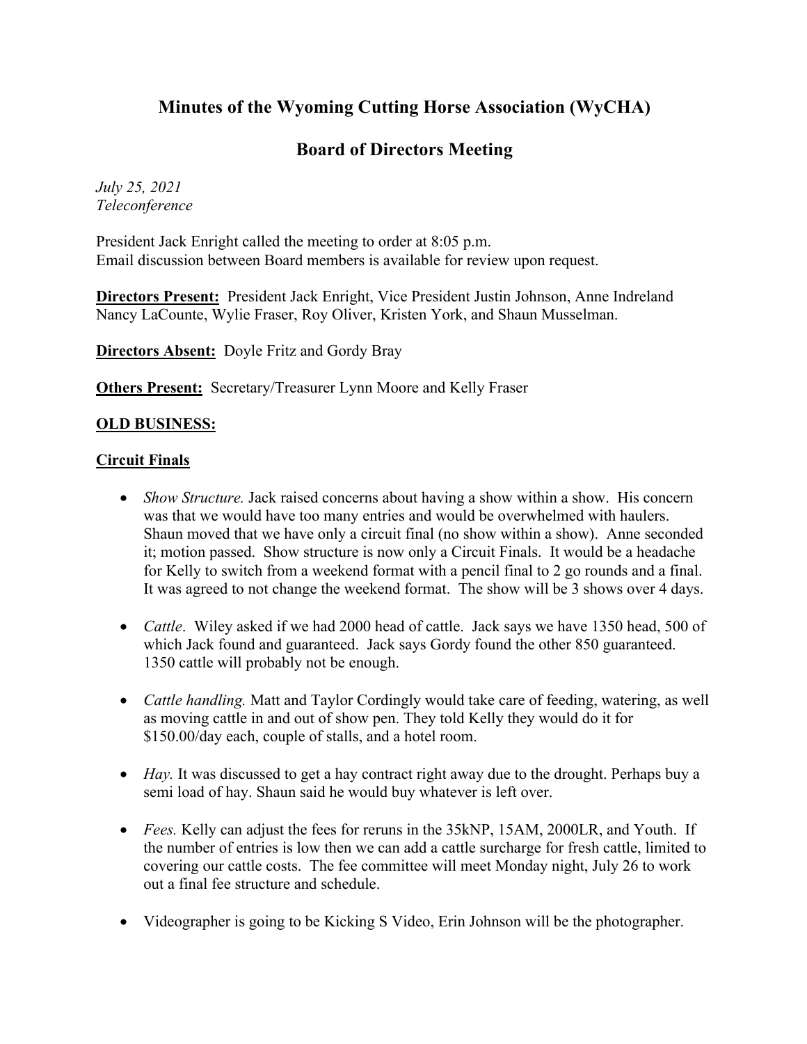# Minutes of the Wyoming Cutting Horse Association (WyCHA)

## Board of Directors Meeting

*July 25, 2021*
*Teleconference*

President Jack Enright called the meeting to order at 8:05 p.m.
Email discussion between Board members is available for review upon request.

**Directors Present:** President Jack Enright, Vice President Justin Johnson, Anne Indreland Nancy LaCounte, Wylie Fraser, Roy Oliver, Kristen York, and Shaun Musselman.

**Directors Absent:** Doyle Fritz and Gordy Bray

**Others Present:** Secretary/Treasurer Lynn Moore and Kelly Fraser

**OLD BUSINESS:**

**Circuit Finals**

- *Show Structure.* Jack raised concerns about having a show within a show. His concern was that we would have too many entries and would be overwhelmed with haulers. Shaun moved that we have only a circuit final (no show within a show). Anne seconded it; motion passed. Show structure is now only a Circuit Finals. It would be a headache for Kelly to switch from a weekend format with a pencil final to 2 go rounds and a final. It was agreed to not change the weekend format. The show will be 3 shows over 4 days.
- *Cattle*. Wiley asked if we had 2000 head of cattle. Jack says we have 1350 head, 500 of which Jack found and guaranteed. Jack says Gordy found the other 850 guaranteed. 1350 cattle will probably not be enough.
- *Cattle handling.* Matt and Taylor Cordingly would take care of feeding, watering, as well as moving cattle in and out of show pen. They told Kelly they would do it for $150.00/day each, couple of stalls, and a hotel room.
- *Hay.* It was discussed to get a hay contract right away due to the drought. Perhaps buy a semi load of hay. Shaun said he would buy whatever is left over.
- *Fees.* Kelly can adjust the fees for reruns in the 35kNP, 15AM, 2000LR, and Youth. If the number of entries is low then we can add a cattle surcharge for fresh cattle, limited to covering our cattle costs. The fee committee will meet Monday night, July 26 to work out a final fee structure and schedule.
- Videographer is going to be Kicking S Video, Erin Johnson will be the photographer.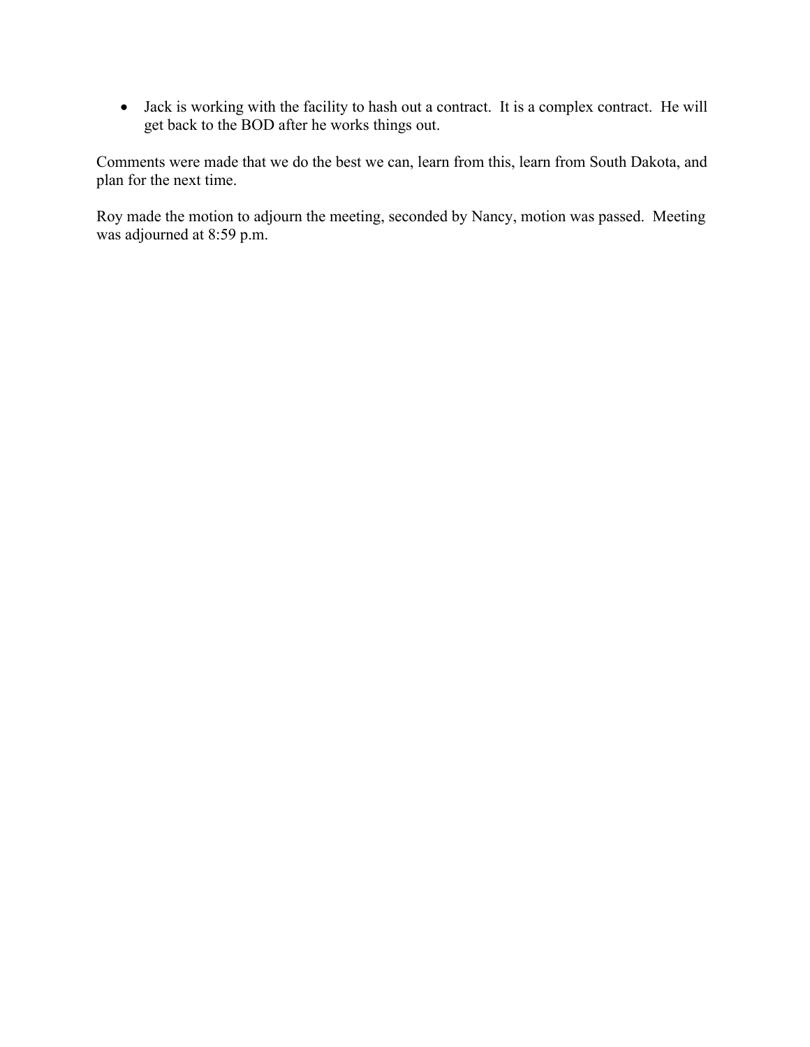- Jack is working with the facility to hash out a contract. It is a complex contract. He will get back to the BOD after he works things out.

Comments were made that we do the best we can, learn from this, learn from South Dakota, and plan for the next time.

Roy made the motion to adjourn the meeting, seconded by Nancy, motion was passed. Meeting was adjourned at 8:59 p.m.